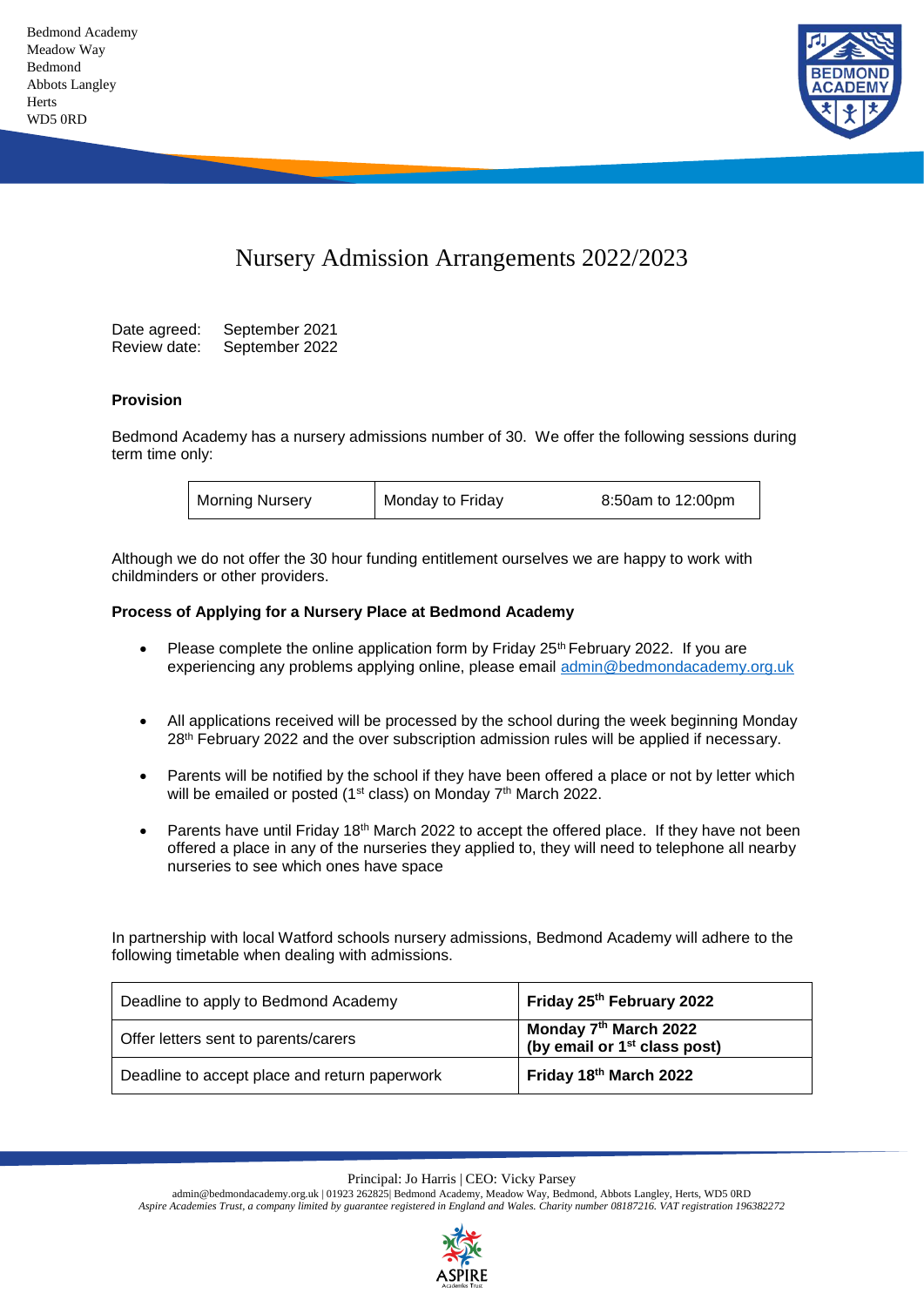Bedmond Academy
Meadow Way
Bedmond
Abbots Langley
Herts
WD5 0RD

# Nursery Admission Arrangements 2022/2023

Date agreed: September 2021
Review date: September 2022

**Provision**

Bedmond Academy has a nursery admissions number of 30. We offer the following sessions during term time only:

| Morning Nursery | Monday to Friday | 8:50am to 12:00pm |
|---|---|---|

Although we do not offer the 30 hour funding entitlement ourselves we are happy to work with childminders or other providers.

**Process of Applying for a Nursery Place at Bedmond Academy**

- Please complete the online application form by Friday 25th February 2022. If you are experiencing any problems applying online, please email admin@bedmondacademy.org.uk
- All applications received will be processed by the school during the week beginning Monday 28th February 2022 and the over subscription admission rules will be applied if necessary.
- Parents will be notified by the school if they have been offered a place or not by letter which will be emailed or posted (1st class) on Monday 7th March 2022.
- Parents have until Friday 18th March 2022 to accept the offered place. If they have not been offered a place in any of the nurseries they applied to, they will need to telephone all nearby nurseries to see which ones have space

In partnership with local Watford schools nursery admissions, Bedmond Academy will adhere to the following timetable when dealing with admissions.

| Deadline to apply to Bedmond Academy | **Friday 25th February 2022** |
|---|---|
| Offer letters sent to parents/carers | **Monday 7th March 2022 (by email or 1st class post)** |
| Deadline to accept place and return paperwork | **Friday 18th March 2022** |

Principal: Jo Harris | CEO: Vicky Parsey
admin@bedmondacademy.org.uk | 01923 262825| Bedmond Academy, Meadow Way, Bedmond, Abbots Langley, Herts, WD5 0RD
*Aspire Academies Trust, a company limited by guarantee registered in England and Wales. Charity number 08187216. VAT registration 196382272*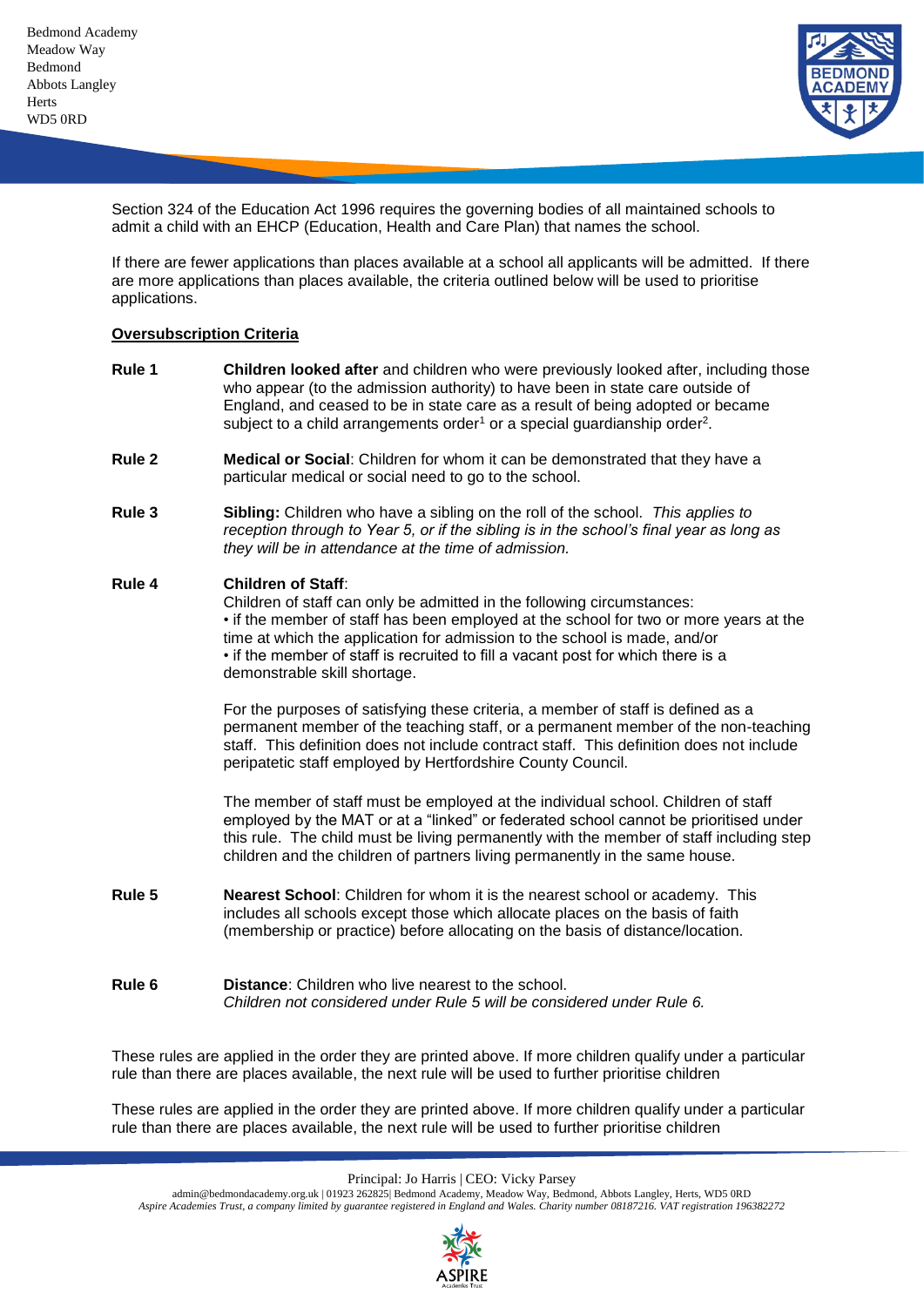Section 324 of the Education Act 1996 requires the governing bodies of all maintained schools to admit a child with an EHCP (Education, Health and Care Plan) that names the school.

If there are fewer applications than places available at a school all applicants will be admitted. If there are more applications than places available, the criteria outlined below will be used to prioritise applications.

**Oversubscription Criteria**

**Rule 1** **Children looked after** and children who were previously looked after, including those who appear (to the admission authority) to have been in state care outside of England, and ceased to be in state care as a result of being adopted or became subject to a child arrangements order[1] or a special guardianship order[2].

**Rule 2** **Medical or Social**: Children for whom it can be demonstrated that they have a particular medical or social need to go to the school.

**Rule 3** **Sibling:** Children who have a sibling on the roll of the school. *This applies to reception through to Year 5, or if the sibling is in the school's final year as long as they will be in attendance at the time of admission.*

**Rule 4** **Children of Staff**:

Children of staff can only be admitted in the following circumstances:

- if the member of staff has been employed at the school for two or more years at the time at which the application for admission to the school is made, and/or
- if the member of staff is recruited to fill a vacant post for which there is a demonstrable skill shortage.

For the purposes of satisfying these criteria, a member of staff is defined as a permanent member of the teaching staff, or a permanent member of the non-teaching staff. This definition does not include contract staff. This definition does not include peripatetic staff employed by Hertfordshire County Council.

The member of staff must be employed at the individual school. Children of staff employed by the MAT or at a "linked" or federated school cannot be prioritised under this rule. The child must be living permanently with the member of staff including step children and the children of partners living permanently in the same house.

**Rule 5** **Nearest School**: Children for whom it is the nearest school or academy. This includes all schools except those which allocate places on the basis of faith (membership or practice) before allocating on the basis of distance/location.

**Rule 6** **Distance**: Children who live nearest to the school.
*Children not considered under Rule 5 will be considered under Rule 6.*

These rules are applied in the order they are printed above. If more children qualify under a particular rule than there are places available, the next rule will be used to further prioritise children

These rules are applied in the order they are printed above. If more children qualify under a particular rule than there are places available, the next rule will be used to further prioritise children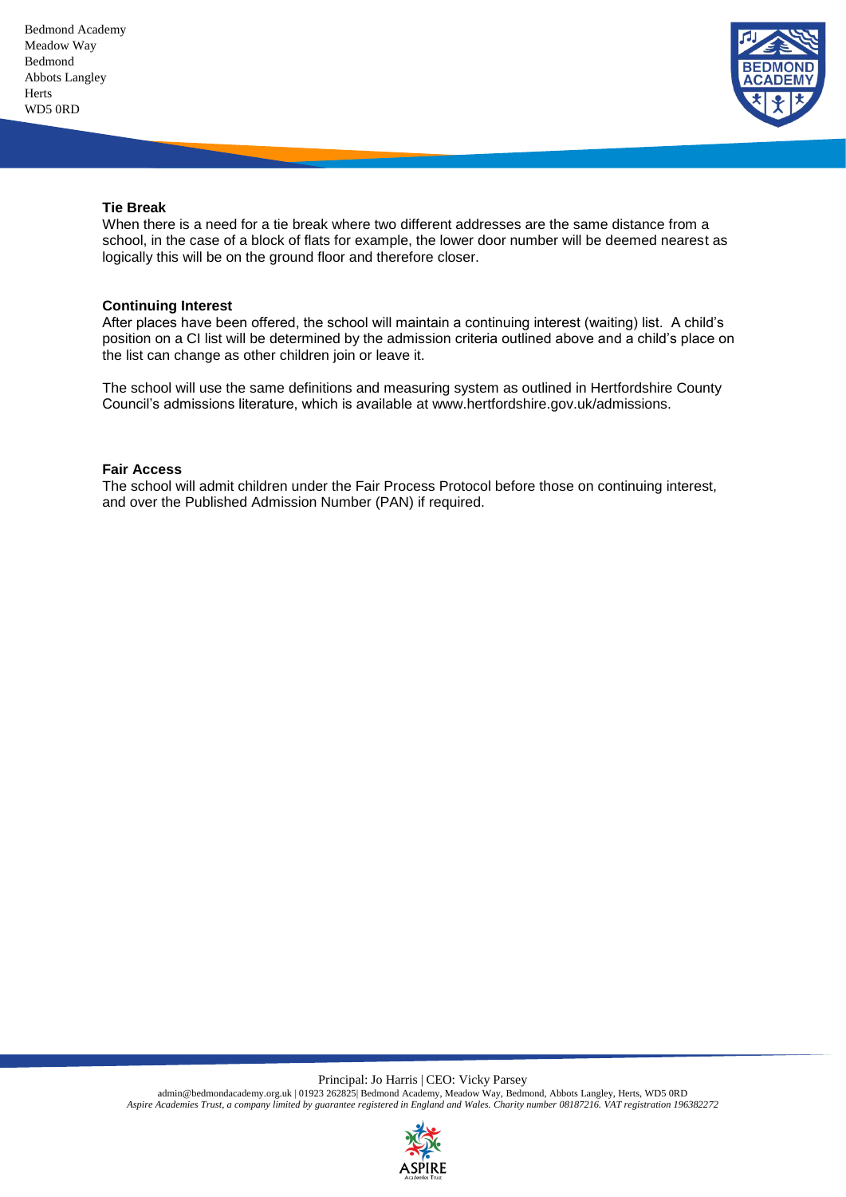**Tie Break**

When there is a need for a tie break where two different addresses are the same distance from a school, in the case of a block of flats for example, the lower door number will be deemed nearest as logically this will be on the ground floor and therefore closer.

**Continuing Interest**

After places have been offered, the school will maintain a continuing interest (waiting) list. A child's position on a CI list will be determined by the admission criteria outlined above and a child's place on the list can change as other children join or leave it.

The school will use the same definitions and measuring system as outlined in Hertfordshire County Council's admissions literature, which is available at www.hertfordshire.gov.uk/admissions.

**Fair Access**

The school will admit children under the Fair Process Protocol before those on continuing interest, and over the Published Admission Number (PAN) if required.